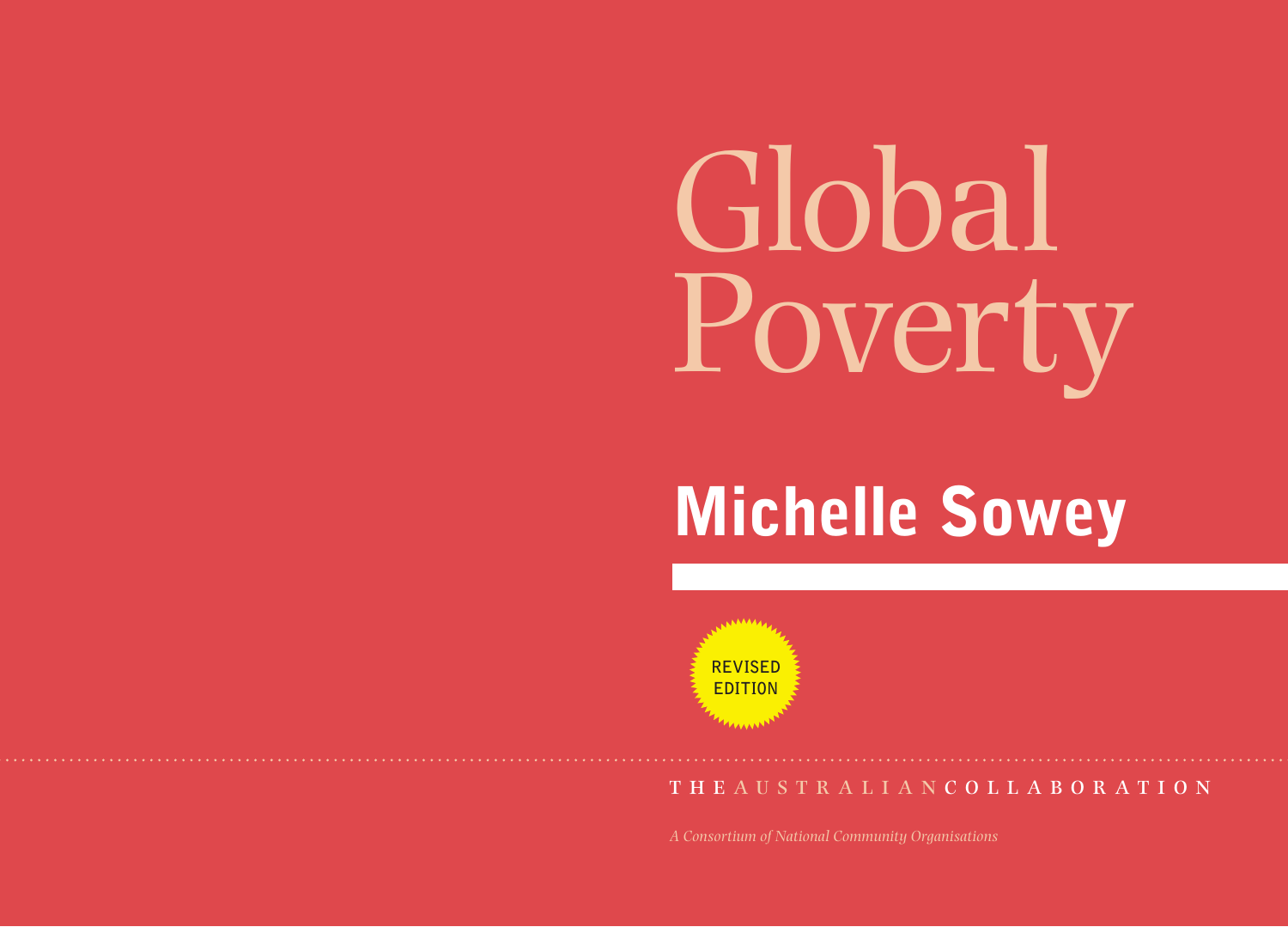# Global Poverty

## Michelle Sowey

REVISED EDITION

THE AUSTRALIAN COLLABORATION

*A Consortium of National Community Organisations*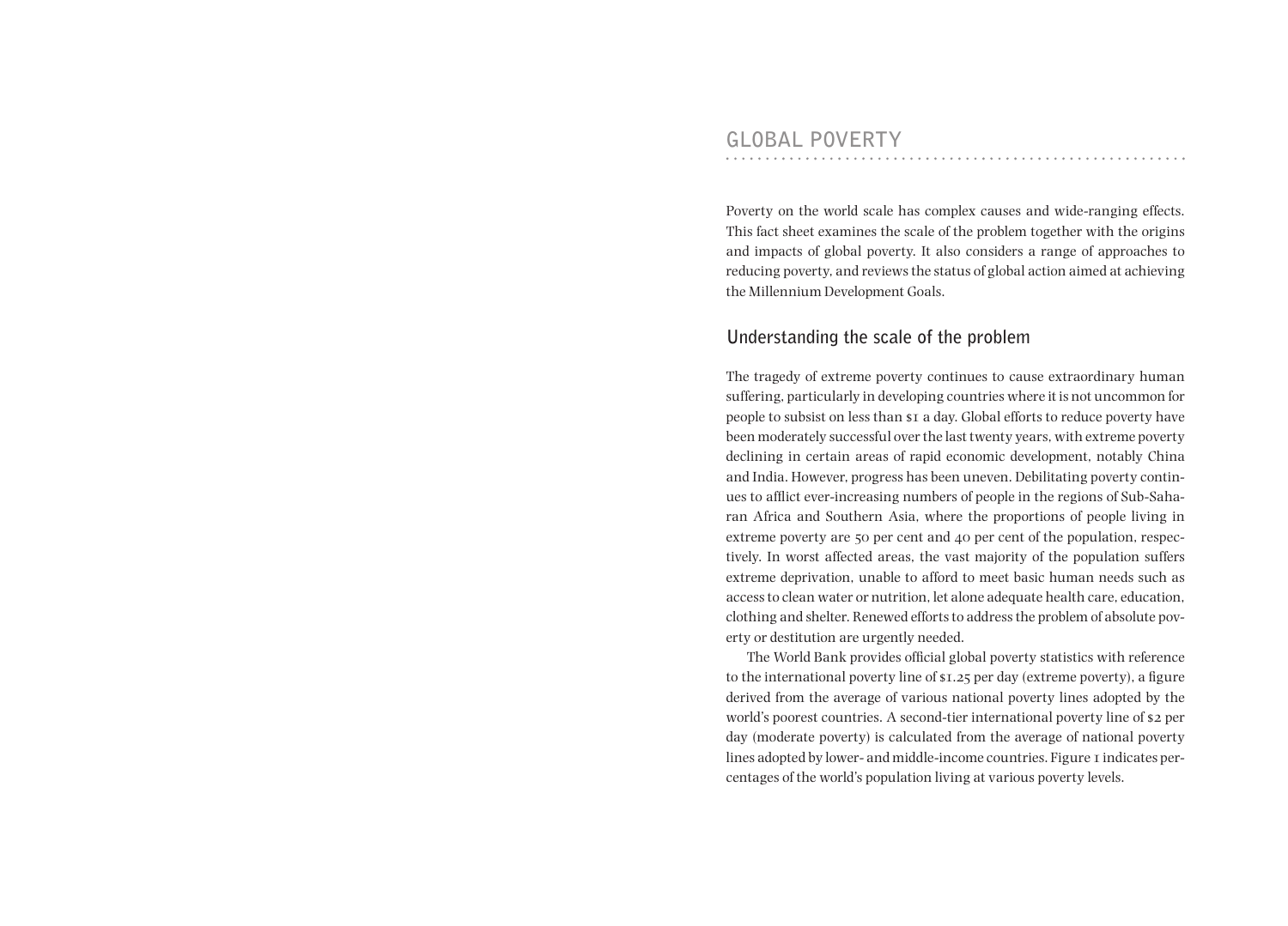# GLOBAL POVERTY

Poverty on the world scale has complex causes and wide-ranging effects. This fact sheet examines the scale of the problem together with the origins and impacts of global poverty. It also considers a range of approaches to reducing poverty, and reviews the status of global action aimed at achieving the Millennium Development Goals.

## Understanding the scale of the problem

The tragedy of extreme poverty continues to cause extraordinary human suffering, particularly in developing countries where it is not uncommon for people to subsist on less than $1 a day. Global efforts to reduce poverty have been moderately successful over the last twenty years, with extreme poverty declining in certain areas of rapid economic development, notably China and India. However, progress has been uneven. Debilitating poverty continues to afflict ever-increasing numbers of people in the regions of Sub-Saharan Africa and Southern Asia, where the proportions of people living in extreme poverty are 50 per cent and 40 per cent of the population, respectively. In worst affected areas, the vast majority of the population suffers extreme deprivation, unable to afford to meet basic human needs such as access to clean water or nutrition, let alone adequate health care, education, clothing and shelter. Renewed efforts to address the problem of absolute poverty or destitution are urgently needed.

The World Bank provides official global poverty statistics with reference to the international poverty line of $1.25 per day (extreme poverty), a figure derived from the average of various national poverty lines adopted by the world's poorest countries. A second-tier international poverty line of $2 per day (moderate poverty) is calculated from the average of national poverty lines adopted by lower- and middle-income countries. Figure 1 indicates percentages of the world's population living at various poverty levels.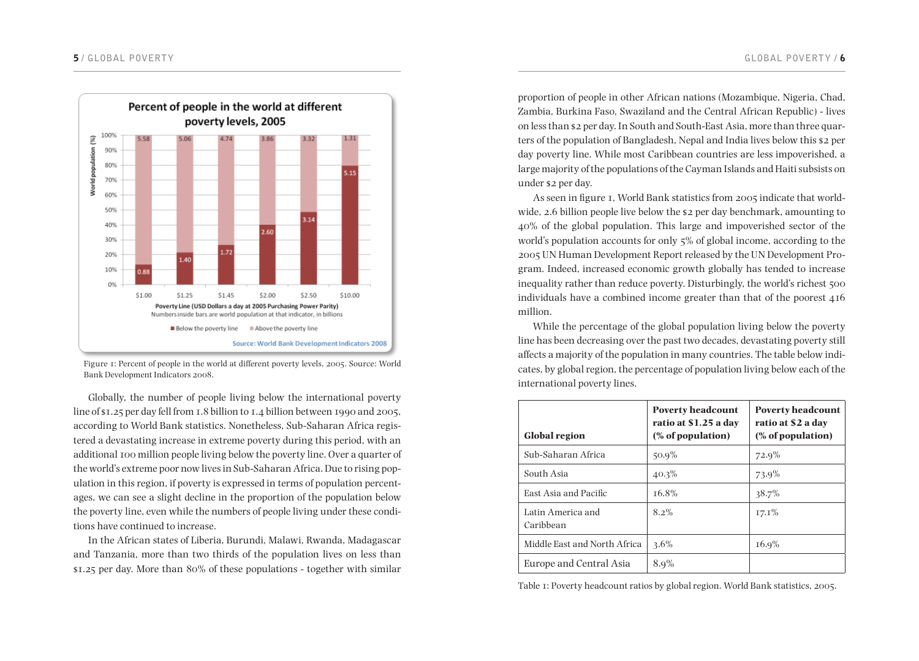Figure 1: Percent of people in the world at different poverty levels, 2005. Source: World Bank Development Indicators 2008.

Globally, the number of people living below the international poverty line of $1.25 per day fell from 1.8 billion to 1.4 billion between 1990 and 2005, according to World Bank statistics. Nonetheless, Sub-Saharan Africa registered a devastating increase in extreme poverty during this period, with an additional 100 million people living below the poverty line. Over a quarter of the world's extreme poor now lives in Sub-Saharan Africa. Due to rising population in this region, if poverty is expressed in terms of population percentages, we can see a slight decline in the proportion of the population below the poverty line, even while the numbers of people living under these conditions have continued to increase.

In the African states of Liberia, Burundi, Malawi, Rwanda, Madagascar and Tanzania, more than two thirds of the population lives on less than $1.25 per day. More than 80% of these populations - together with similar proportion of people in other African nations (Mozambique, Nigeria, Chad, Zambia, Burkina Faso, Swaziland and the Central African Republic) - lives on less than $2 per day. In South and South-East Asia, more than three quarters of the population of Bangladesh, Nepal and India lives below this $2 per day poverty line. While most Caribbean countries are less impoverished, a large majority of the populations of the Cayman Islands and Haiti subsists on under $2 per day.

As seen in figure 1, World Bank statistics from 2005 indicate that worldwide, 2.6 billion people live below the $2 per day benchmark, amounting to 40% of the global population. This large and impoverished sector of the world's population accounts for only 5% of global income, according to the 2005 UN Human Development Report released by the UN Development Program. Indeed, increased economic growth globally has tended to increase inequality rather than reduce poverty. Disturbingly, the world's richest 500 individuals have a combined income greater than that of the poorest 416 million.

While the percentage of the global population living below the poverty line has been decreasing over the past two decades, devastating poverty still affects a majority of the population in many countries. The table below indicates, by global region, the percentage of population living below each of the international poverty lines.

| Global region | Poverty headcount ratio at $1.25 a day (% of population) | Poverty headcount ratio at $2 a day (% of population) |
|---|---|---|
| Sub-Saharan Africa | 50.9% | 72.9% |
| South Asia | 40.3% | 73.9% |
| East Asia and Pacific | 16.8% | 38.7% |
| Latin America and Caribbean | 8.2% | 17.1% |
| Middle East and North Africa | 3.6% | 16.9% |
| Europe and Central Asia | 8.9% | |

Table 1: Poverty headcount ratios by global region. World Bank statistics, 2005.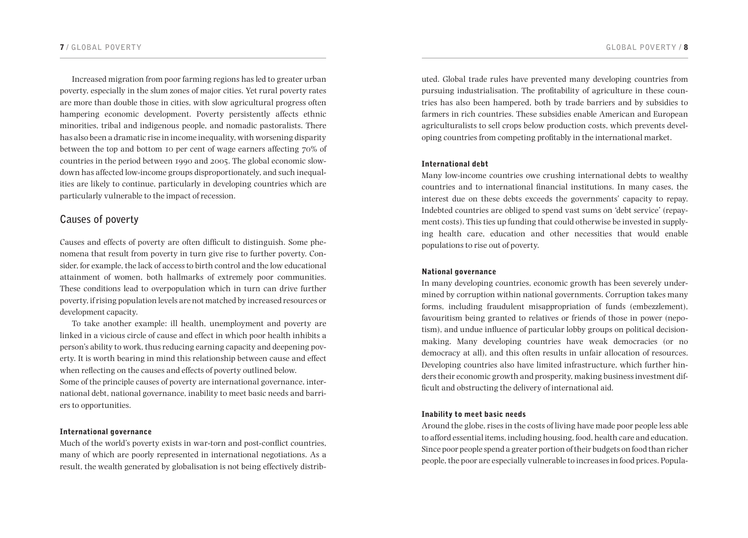Increased migration from poor farming regions has led to greater urban poverty, especially in the slum zones of major cities. Yet rural poverty rates are more than double those in cities, with slow agricultural progress often hampering economic development. Poverty persistently affects ethnic minorities, tribal and indigenous people, and nomadic pastoralists. There has also been a dramatic rise in income inequality, with worsening disparity between the top and bottom 10 per cent of wage earners affecting 70% of countries in the period between 1990 and 2005. The global economic slowdown has affected low-income groups disproportionately, and such inequalities are likely to continue, particularly in developing countries which are particularly vulnerable to the impact of recession.

## Causes of poverty

Causes and effects of poverty are often difficult to distinguish. Some phenomena that result from poverty in turn give rise to further poverty. Consider, for example, the lack of access to birth control and the low educational attainment of women, both hallmarks of extremely poor communities. These conditions lead to overpopulation which in turn can drive further poverty, if rising population levels are not matched by increased resources or development capacity.

To take another example: ill health, unemployment and poverty are linked in a vicious circle of cause and effect in which poor health inhibits a person's ability to work, thus reducing earning capacity and deepening poverty. It is worth bearing in mind this relationship between cause and effect when reflecting on the causes and effects of poverty outlined below.

Some of the principle causes of poverty are international governance, international debt, national governance, inability to meet basic needs and barriers to opportunities.

### International governance

Much of the world's poverty exists in war-torn and post-conflict countries, many of which are poorly represented in international negotiations. As a result, the wealth generated by globalisation is not being effectively distributed. Global trade rules have prevented many developing countries from pursuing industrialisation. The profitability of agriculture in these countries has also been hampered, both by trade barriers and by subsidies to farmers in rich countries. These subsidies enable American and European agriculturalists to sell crops below production costs, which prevents developing countries from competing profitably in the international market.

### International debt

Many low-income countries owe crushing international debts to wealthy countries and to international financial institutions. In many cases, the interest due on these debts exceeds the governments' capacity to repay. Indebted countries are obliged to spend vast sums on 'debt service' (repayment costs). This ties up funding that could otherwise be invested in supplying health care, education and other necessities that would enable populations to rise out of poverty.

### National governance

In many developing countries, economic growth has been severely undermined by corruption within national governments. Corruption takes many forms, including fraudulent misappropriation of funds (embezzlement), favouritism being granted to relatives or friends of those in power (nepotism), and undue influence of particular lobby groups on political decision-making. Many developing countries have weak democracies (or no democracy at all), and this often results in unfair allocation of resources. Developing countries also have limited infrastructure, which further hinders their economic growth and prosperity, making business investment difficult and obstructing the delivery of international aid.

### Inability to meet basic needs

Around the globe, rises in the costs of living have made poor people less able to afford essential items, including housing, food, health care and education. Since poor people spend a greater portion of their budgets on food than richer people, the poor are especially vulnerable to increases in food prices. Popula-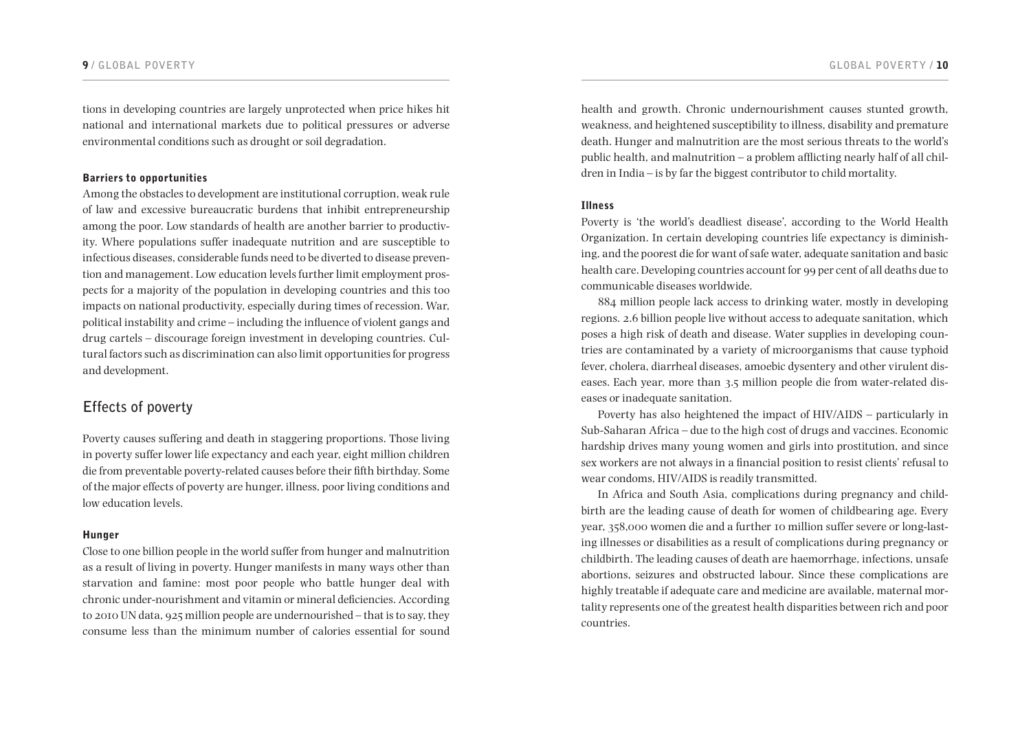tions in developing countries are largely unprotected when price hikes hit national and international markets due to political pressures or adverse environmental conditions such as drought or soil degradation.

#### Barriers to opportunities

Among the obstacles to development are institutional corruption, weak rule of law and excessive bureaucratic burdens that inhibit entrepreneurship among the poor. Low standards of health are another barrier to productivity. Where populations suffer inadequate nutrition and are susceptible to infectious diseases, considerable funds need to be diverted to disease prevention and management. Low education levels further limit employment prospects for a majority of the population in developing countries and this too impacts on national productivity, especially during times of recession. War, political instability and crime – including the influence of violent gangs and drug cartels – discourage foreign investment in developing countries. Cultural factors such as discrimination can also limit opportunities for progress and development.

### Effects of poverty

Poverty causes suffering and death in staggering proportions. Those living in poverty suffer lower life expectancy and each year, eight million children die from preventable poverty-related causes before their fifth birthday. Some of the major effects of poverty are hunger, illness, poor living conditions and low education levels.

#### Hunger

Close to one billion people in the world suffer from hunger and malnutrition as a result of living in poverty. Hunger manifests in many ways other than starvation and famine: most poor people who battle hunger deal with chronic under-nourishment and vitamin or mineral deficiencies. According to 2010 UN data, 925 million people are undernourished – that is to say, they consume less than the minimum number of calories essential for sound health and growth. Chronic undernourishment causes stunted growth, weakness, and heightened susceptibility to illness, disability and premature death. Hunger and malnutrition are the most serious threats to the world's public health, and malnutrition – a problem afflicting nearly half of all children in India – is by far the biggest contributor to child mortality.

#### Illness

Poverty is 'the world's deadliest disease', according to the World Health Organization. In certain developing countries life expectancy is diminishing, and the poorest die for want of safe water, adequate sanitation and basic health care. Developing countries account for 99 per cent of all deaths due to communicable diseases worldwide.

884 million people lack access to drinking water, mostly in developing regions. 2.6 billion people live without access to adequate sanitation, which poses a high risk of death and disease. Water supplies in developing countries are contaminated by a variety of microorganisms that cause typhoid fever, cholera, diarrheal diseases, amoebic dysentery and other virulent diseases. Each year, more than 3.5 million people die from water-related diseases or inadequate sanitation.

Poverty has also heightened the impact of HIV/AIDS – particularly in Sub-Saharan Africa – due to the high cost of drugs and vaccines. Economic hardship drives many young women and girls into prostitution, and since sex workers are not always in a financial position to resist clients' refusal to wear condoms, HIV/AIDS is readily transmitted.

In Africa and South Asia, complications during pregnancy and childbirth are the leading cause of death for women of childbearing age. Every year, 358,000 women die and a further 10 million suffer severe or long-lasting illnesses or disabilities as a result of complications during pregnancy or childbirth. The leading causes of death are haemorrhage, infections, unsafe abortions, seizures and obstructed labour. Since these complications are highly treatable if adequate care and medicine are available, maternal mortality represents one of the greatest health disparities between rich and poor countries.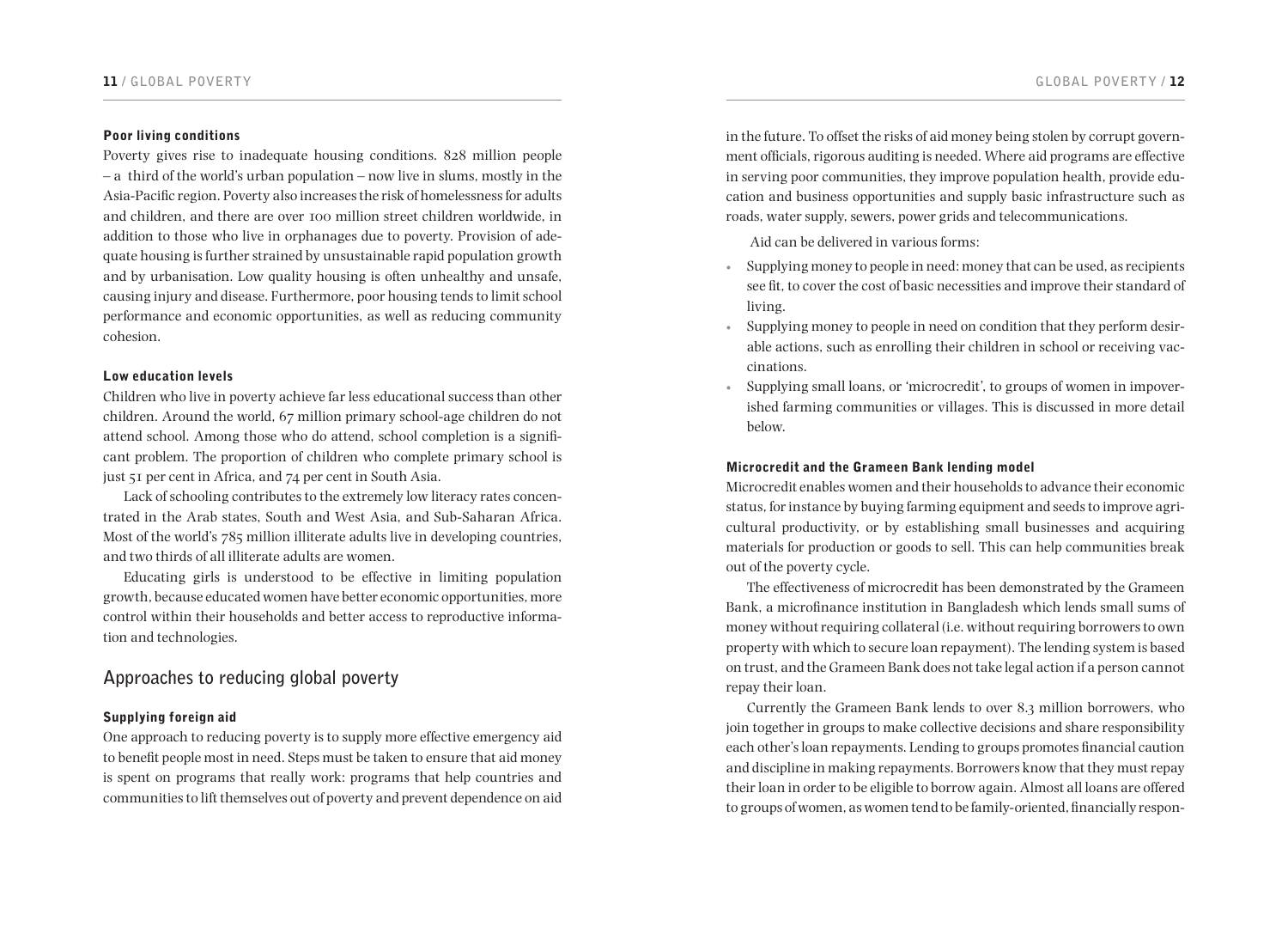### Poor living conditions

Poverty gives rise to inadequate housing conditions. 828 million people – a third of the world's urban population – now live in slums, mostly in the Asia-Pacific region. Poverty also increases the risk of homelessness for adults and children, and there are over 100 million street children worldwide, in addition to those who live in orphanages due to poverty. Provision of adequate housing is further strained by unsustainable rapid population growth and by urbanisation. Low quality housing is often unhealthy and unsafe, causing injury and disease. Furthermore, poor housing tends to limit school performance and economic opportunities, as well as reducing community cohesion.

### Low education levels

Children who live in poverty achieve far less educational success than other children. Around the world, 67 million primary school-age children do not attend school. Among those who do attend, school completion is a significant problem. The proportion of children who complete primary school is just 51 per cent in Africa, and 74 per cent in South Asia.

Lack of schooling contributes to the extremely low literacy rates concentrated in the Arab states, South and West Asia, and Sub-Saharan Africa. Most of the world's 785 million illiterate adults live in developing countries, and two thirds of all illiterate adults are women.

Educating girls is understood to be effective in limiting population growth, because educated women have better economic opportunities, more control within their households and better access to reproductive information and technologies.

## Approaches to reducing global poverty

### Supplying foreign aid

One approach to reducing poverty is to supply more effective emergency aid to benefit people most in need. Steps must be taken to ensure that aid money is spent on programs that really work: programs that help countries and communities to lift themselves out of poverty and prevent dependence on aid in the future. To offset the risks of aid money being stolen by corrupt government officials, rigorous auditing is needed. Where aid programs are effective in serving poor communities, they improve population health, provide education and business opportunities and supply basic infrastructure such as roads, water supply, sewers, power grids and telecommunications.

Aid can be delivered in various forms:

- Supplying money to people in need: money that can be used, as recipients see fit, to cover the cost of basic necessities and improve their standard of living.
- Supplying money to people in need on condition that they perform desirable actions, such as enrolling their children in school or receiving vaccinations.
- Supplying small loans, or 'microcredit', to groups of women in impoverished farming communities or villages. This is discussed in more detail below.

### Microcredit and the Grameen Bank lending model

Microcredit enables women and their households to advance their economic status, for instance by buying farming equipment and seeds to improve agricultural productivity, or by establishing small businesses and acquiring materials for production or goods to sell. This can help communities break out of the poverty cycle.

The effectiveness of microcredit has been demonstrated by the Grameen Bank, a microfinance institution in Bangladesh which lends small sums of money without requiring collateral (i.e. without requiring borrowers to own property with which to secure loan repayment). The lending system is based on trust, and the Grameen Bank does not take legal action if a person cannot repay their loan.

Currently the Grameen Bank lends to over 8.3 million borrowers, who join together in groups to make collective decisions and share responsibility each other's loan repayments. Lending to groups promotes financial caution and discipline in making repayments. Borrowers know that they must repay their loan in order to be eligible to borrow again. Almost all loans are offered to groups of women, as women tend to be family-oriented, financially respon-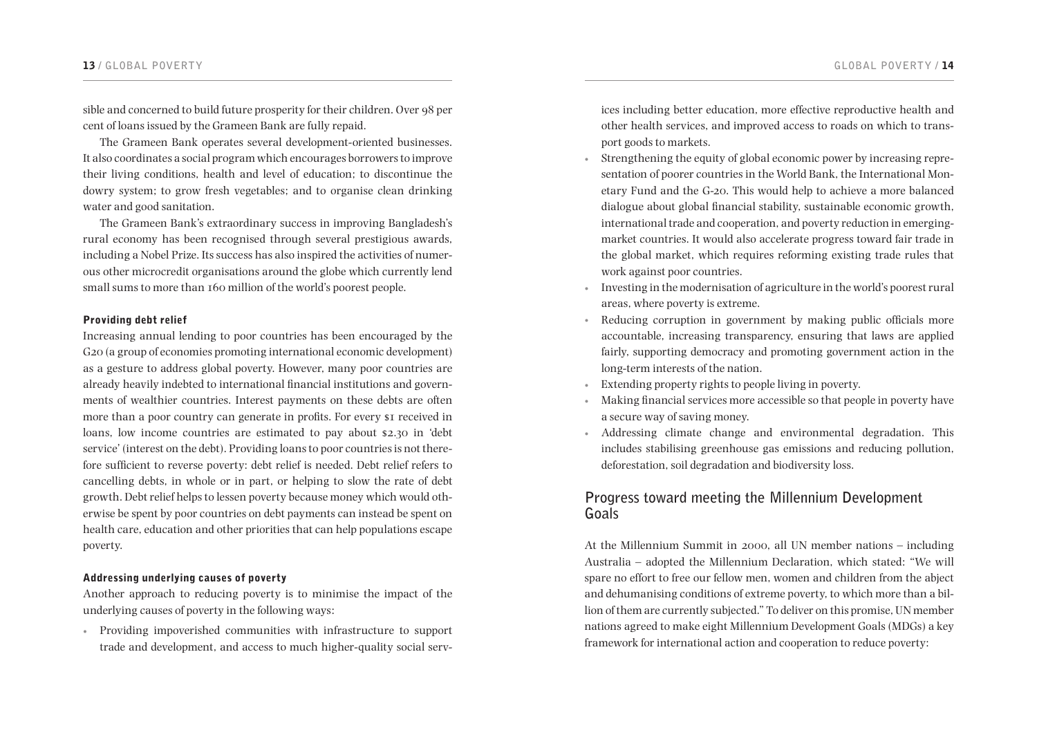sible and concerned to build future prosperity for their children. Over 98 per cent of loans issued by the Grameen Bank are fully repaid.

The Grameen Bank operates several development-oriented businesses. It also coordinates a social program which encourages borrowers to improve their living conditions, health and level of education; to discontinue the dowry system; to grow fresh vegetables; and to organise clean drinking water and good sanitation.

The Grameen Bank's extraordinary success in improving Bangladesh's rural economy has been recognised through several prestigious awards, including a Nobel Prize. Its success has also inspired the activities of numerous other microcredit organisations around the globe which currently lend small sums to more than 160 million of the world's poorest people.

#### Providing debt relief

Increasing annual lending to poor countries has been encouraged by the G20 (a group of economies promoting international economic development) as a gesture to address global poverty. However, many poor countries are already heavily indebted to international financial institutions and governments of wealthier countries. Interest payments on these debts are often more than a poor country can generate in profits. For every $1 received in loans, low income countries are estimated to pay about $2.30 in 'debt service' (interest on the debt). Providing loans to poor countries is not therefore sufficient to reverse poverty: debt relief is needed. Debt relief refers to cancelling debts, in whole or in part, or helping to slow the rate of debt growth. Debt relief helps to lessen poverty because money which would otherwise be spent by poor countries on debt payments can instead be spent on health care, education and other priorities that can help populations escape poverty.

#### Addressing underlying causes of poverty

Another approach to reducing poverty is to minimise the impact of the underlying causes of poverty in the following ways:

- Providing impoverished communities with infrastructure to support trade and development, and access to much higher-quality social services including better education, more effective reproductive health and other health services, and improved access to roads on which to transport goods to markets.
- Strengthening the equity of global economic power by increasing representation of poorer countries in the World Bank, the International Monetary Fund and the G-20. This would help to achieve a more balanced dialogue about global financial stability, sustainable economic growth, international trade and cooperation, and poverty reduction in emerging-market countries. It would also accelerate progress toward fair trade in the global market, which requires reforming existing trade rules that work against poor countries.
- Investing in the modernisation of agriculture in the world's poorest rural areas, where poverty is extreme.
- Reducing corruption in government by making public officials more accountable, increasing transparency, ensuring that laws are applied fairly, supporting democracy and promoting government action in the long-term interests of the nation.
- Extending property rights to people living in poverty.
- Making financial services more accessible so that people in poverty have a secure way of saving money.
- Addressing climate change and environmental degradation. This includes stabilising greenhouse gas emissions and reducing pollution, deforestation, soil degradation and biodiversity loss.

## Progress toward meeting the Millennium Development Goals

At the Millennium Summit in 2000, all UN member nations – including Australia – adopted the Millennium Declaration, which stated: "We will spare no effort to free our fellow men, women and children from the abject and dehumanising conditions of extreme poverty, to which more than a billion of them are currently subjected." To deliver on this promise, UN member nations agreed to make eight Millennium Development Goals (MDGs) a key framework for international action and cooperation to reduce poverty: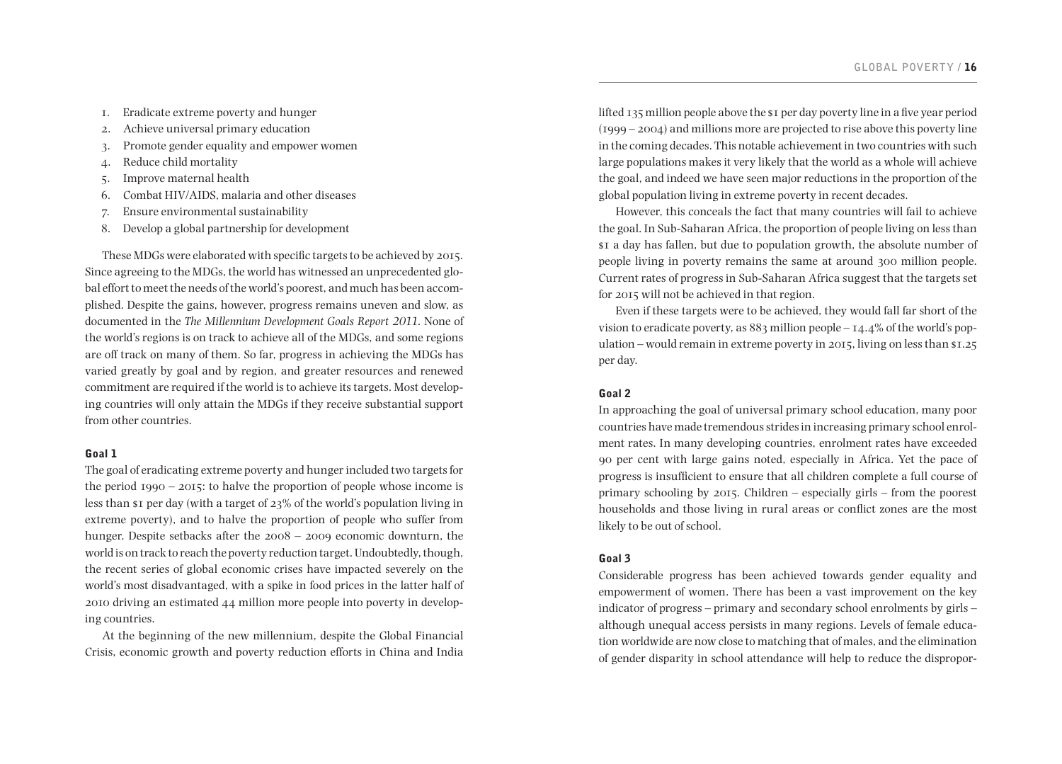1. Eradicate extreme poverty and hunger
2. Achieve universal primary education
3. Promote gender equality and empower women
4. Reduce child mortality
5. Improve maternal health
6. Combat HIV/AIDS, malaria and other diseases
7. Ensure environmental sustainability
8. Develop a global partnership for development

These MDGs were elaborated with specific targets to be achieved by 2015. Since agreeing to the MDGs, the world has witnessed an unprecedented global effort to meet the needs of the world's poorest, and much has been accomplished. Despite the gains, however, progress remains uneven and slow, as documented in the *The Millennium Development Goals Report 2011*. None of the world's regions is on track to achieve all of the MDGs, and some regions are off track on many of them. So far, progress in achieving the MDGs has varied greatly by goal and by region, and greater resources and renewed commitment are required if the world is to achieve its targets. Most developing countries will only attain the MDGs if they receive substantial support from other countries.

#### Goal 1

The goal of eradicating extreme poverty and hunger included two targets for the period 1990 – 2015: to halve the proportion of people whose income is less than $1 per day (with a target of 23% of the world's population living in extreme poverty), and to halve the proportion of people who suffer from hunger. Despite setbacks after the 2008 – 2009 economic downturn, the world is on track to reach the poverty reduction target. Undoubtedly, though, the recent series of global economic crises have impacted severely on the world's most disadvantaged, with a spike in food prices in the latter half of 2010 driving an estimated 44 million more people into poverty in developing countries.

At the beginning of the new millennium, despite the Global Financial Crisis, economic growth and poverty reduction efforts in China and India lifted 135 million people above the $1 per day poverty line in a five year period (1999 – 2004) and millions more are projected to rise above this poverty line in the coming decades. This notable achievement in two countries with such large populations makes it very likely that the world as a whole will achieve the goal, and indeed we have seen major reductions in the proportion of the global population living in extreme poverty in recent decades.

However, this conceals the fact that many countries will fail to achieve the goal. In Sub-Saharan Africa, the proportion of people living on less than $1 a day has fallen, but due to population growth, the absolute number of people living in poverty remains the same at around 300 million people. Current rates of progress in Sub-Saharan Africa suggest that the targets set for 2015 will not be achieved in that region.

Even if these targets were to be achieved, they would fall far short of the vision to eradicate poverty, as 883 million people – 14.4% of the world's population – would remain in extreme poverty in 2015, living on less than $1.25 per day.

#### Goal 2

In approaching the goal of universal primary school education, many poor countries have made tremendous strides in increasing primary school enrolment rates. In many developing countries, enrolment rates have exceeded 90 per cent with large gains noted, especially in Africa. Yet the pace of progress is insufficient to ensure that all children complete a full course of primary schooling by 2015. Children – especially girls – from the poorest households and those living in rural areas or conflict zones are the most likely to be out of school.

#### Goal 3

Considerable progress has been achieved towards gender equality and empowerment of women. There has been a vast improvement on the key indicator of progress – primary and secondary school enrolments by girls – although unequal access persists in many regions. Levels of female education worldwide are now close to matching that of males, and the elimination of gender disparity in school attendance will help to reduce the dispropor-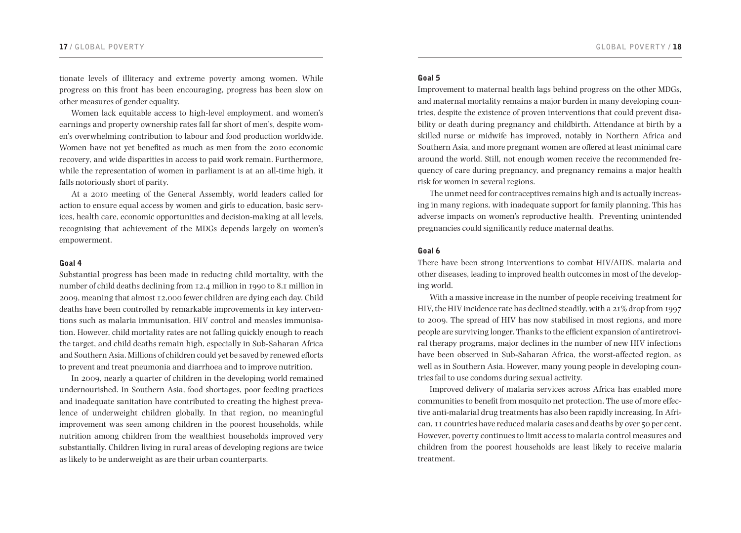tionate levels of illiteracy and extreme poverty among women. While progress on this front has been encouraging, progress has been slow on other measures of gender equality.

Women lack equitable access to high-level employment, and women's earnings and property ownership rates fall far short of men's, despite women's overwhelming contribution to labour and food production worldwide. Women have not yet benefited as much as men from the 2010 economic recovery, and wide disparities in access to paid work remain. Furthermore, while the representation of women in parliament is at an all-time high, it falls notoriously short of parity.

At a 2010 meeting of the General Assembly, world leaders called for action to ensure equal access by women and girls to education, basic services, health care, economic opportunities and decision-making at all levels, recognising that achievement of the MDGs depends largely on women's empowerment.

#### Goal 4

Substantial progress has been made in reducing child mortality, with the number of child deaths declining from 12.4 million in 1990 to 8.1 million in 2009, meaning that almost 12,000 fewer children are dying each day. Child deaths have been controlled by remarkable improvements in key interventions such as malaria immunisation, HIV control and measles immunisation. However, child mortality rates are not falling quickly enough to reach the target, and child deaths remain high, especially in Sub-Saharan Africa and Southern Asia. Millions of children could yet be saved by renewed efforts to prevent and treat pneumonia and diarrhoea and to improve nutrition.

In 2009, nearly a quarter of children in the developing world remained undernourished. In Southern Asia, food shortages, poor feeding practices and inadequate sanitation have contributed to creating the highest prevalence of underweight children globally. In that region, no meaningful improvement was seen among children in the poorest households, while nutrition among children from the wealthiest households improved very substantially. Children living in rural areas of developing regions are twice as likely to be underweight as are their urban counterparts.

#### Goal 5

Improvement to maternal health lags behind progress on the other MDGs, and maternal mortality remains a major burden in many developing countries, despite the existence of proven interventions that could prevent disability or death during pregnancy and childbirth. Attendance at birth by a skilled nurse or midwife has improved, notably in Northern Africa and Southern Asia, and more pregnant women are offered at least minimal care around the world. Still, not enough women receive the recommended frequency of care during pregnancy, and pregnancy remains a major health risk for women in several regions.

The unmet need for contraceptives remains high and is actually increasing in many regions, with inadequate support for family planning. This has adverse impacts on women's reproductive health. Preventing unintended pregnancies could significantly reduce maternal deaths.

#### Goal 6

There have been strong interventions to combat HIV/AIDS, malaria and other diseases, leading to improved health outcomes in most of the developing world.

With a massive increase in the number of people receiving treatment for HIV, the HIV incidence rate has declined steadily, with a 21% drop from 1997 to 2009. The spread of HIV has now stabilised in most regions, and more people are surviving longer. Thanks to the efficient expansion of antiretroviral therapy programs, major declines in the number of new HIV infections have been observed in Sub-Saharan Africa, the worst-affected region, as well as in Southern Asia. However, many young people in developing countries fail to use condoms during sexual activity.

Improved delivery of malaria services across Africa has enabled more communities to benefit from mosquito net protection. The use of more effective anti-malarial drug treatments has also been rapidly increasing. In African, 11 countries have reduced malaria cases and deaths by over 50 per cent. However, poverty continues to limit access to malaria control measures and children from the poorest households are least likely to receive malaria treatment.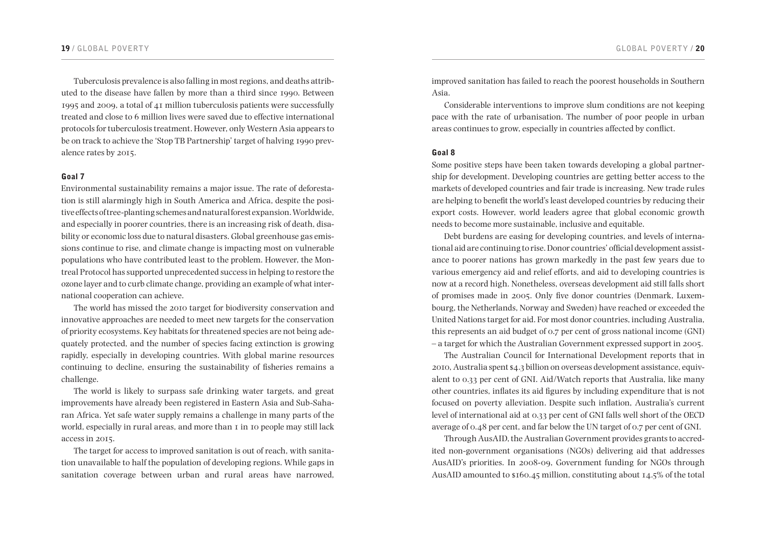Tuberculosis prevalence is also falling in most regions, and deaths attributed to the disease have fallen by more than a third since 1990. Between 1995 and 2009, a total of 41 million tuberculosis patients were successfully treated and close to 6 million lives were saved due to effective international protocols for tuberculosis treatment. However, only Western Asia appears to be on track to achieve the 'Stop TB Partnership' target of halving 1990 prevalence rates by 2015.

#### Goal 7

Environmental sustainability remains a major issue. The rate of deforestation is still alarmingly high in South America and Africa, despite the positive effects of tree-planting schemes and natural forest expansion. Worldwide, and especially in poorer countries, there is an increasing risk of death, disability or economic loss due to natural disasters. Global greenhouse gas emissions continue to rise, and climate change is impacting most on vulnerable populations who have contributed least to the problem. However, the Montreal Protocol has supported unprecedented success in helping to restore the ozone layer and to curb climate change, providing an example of what international cooperation can achieve.

The world has missed the 2010 target for biodiversity conservation and innovative approaches are needed to meet new targets for the conservation of priority ecosystems. Key habitats for threatened species are not being adequately protected, and the number of species facing extinction is growing rapidly, especially in developing countries. With global marine resources continuing to decline, ensuring the sustainability of fisheries remains a challenge.

The world is likely to surpass safe drinking water targets, and great improvements have already been registered in Eastern Asia and Sub-Saharan Africa. Yet safe water supply remains a challenge in many parts of the world, especially in rural areas, and more than 1 in 10 people may still lack access in 2015.

The target for access to improved sanitation is out of reach, with sanitation unavailable to half the population of developing regions. While gaps in sanitation coverage between urban and rural areas have narrowed, improved sanitation has failed to reach the poorest households in Southern Asia.

Considerable interventions to improve slum conditions are not keeping pace with the rate of urbanisation. The number of poor people in urban areas continues to grow, especially in countries affected by conflict.

#### Goal 8

Some positive steps have been taken towards developing a global partnership for development. Developing countries are getting better access to the markets of developed countries and fair trade is increasing. New trade rules are helping to benefit the world's least developed countries by reducing their export costs. However, world leaders agree that global economic growth needs to become more sustainable, inclusive and equitable.

Debt burdens are easing for developing countries, and levels of international aid are continuing to rise. Donor countries' official development assistance to poorer nations has grown markedly in the past few years due to various emergency aid and relief efforts, and aid to developing countries is now at a record high. Nonetheless, overseas development aid still falls short of promises made in 2005. Only five donor countries (Denmark, Luxembourg, the Netherlands, Norway and Sweden) have reached or exceeded the United Nations target for aid. For most donor countries, including Australia, this represents an aid budget of 0.7 per cent of gross national income (GNI) – a target for which the Australian Government expressed support in 2005.

The Australian Council for International Development reports that in 2010, Australia spent $4.3 billion on overseas development assistance, equivalent to 0.33 per cent of GNI. Aid/Watch reports that Australia, like many other countries, inflates its aid figures by including expenditure that is not focused on poverty alleviation. Despite such inflation, Australia's current level of international aid at 0.33 per cent of GNI falls well short of the OECD average of 0.48 per cent, and far below the UN target of 0.7 per cent of GNI.

Through AusAID, the Australian Government provides grants to accredited non-government organisations (NGOs) delivering aid that addresses AusAID's priorities. In 2008-09, Government funding for NGOs through AusAID amounted to $160.45 million, constituting about 14.5% of the total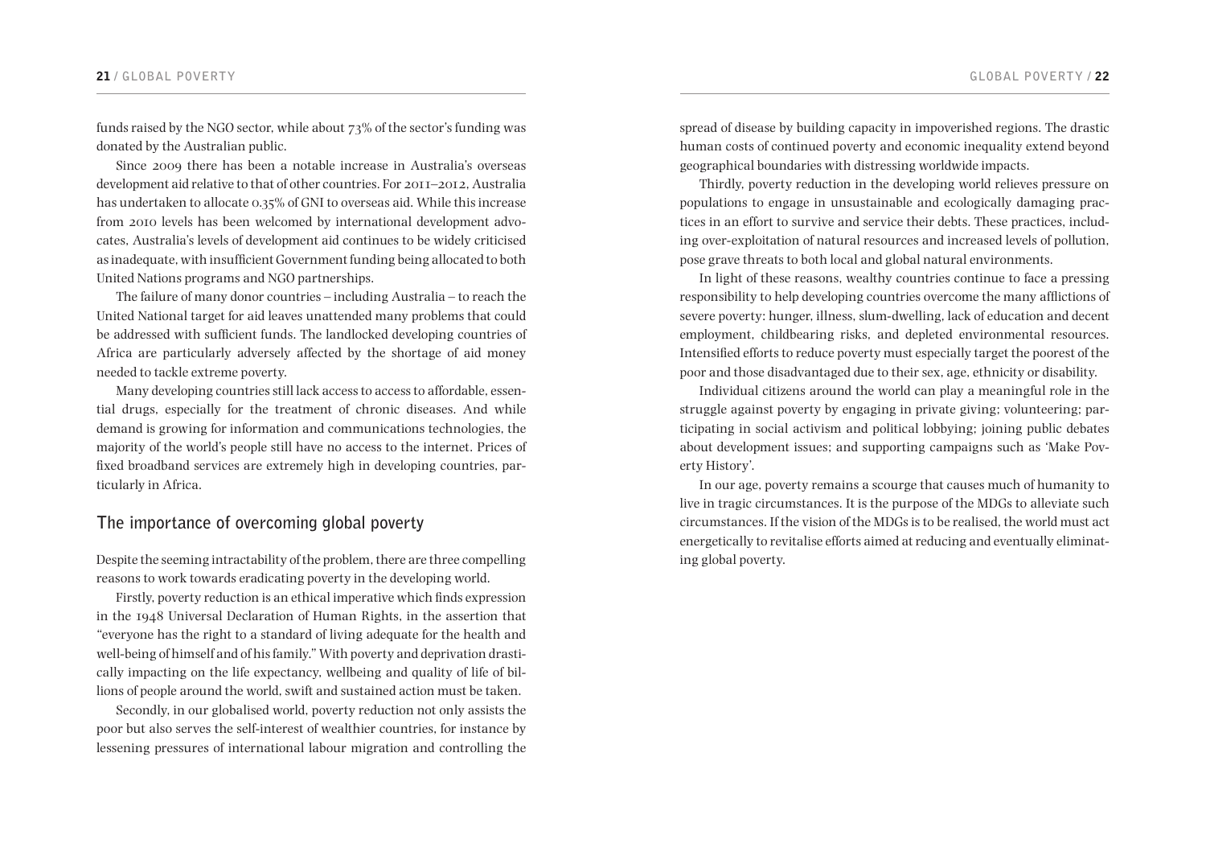funds raised by the NGO sector, while about 73% of the sector's funding was donated by the Australian public.

Since 2009 there has been a notable increase in Australia's overseas development aid relative to that of other countries. For 2011–2012, Australia has undertaken to allocate 0.35% of GNI to overseas aid. While this increase from 2010 levels has been welcomed by international development advocates, Australia's levels of development aid continues to be widely criticised as inadequate, with insufficient Government funding being allocated to both United Nations programs and NGO partnerships.

The failure of many donor countries – including Australia – to reach the United National target for aid leaves unattended many problems that could be addressed with sufficient funds. The landlocked developing countries of Africa are particularly adversely affected by the shortage of aid money needed to tackle extreme poverty.

Many developing countries still lack access to access to affordable, essential drugs, especially for the treatment of chronic diseases. And while demand is growing for information and communications technologies, the majority of the world's people still have no access to the internet. Prices of fixed broadband services are extremely high in developing countries, particularly in Africa.

## The importance of overcoming global poverty

Despite the seeming intractability of the problem, there are three compelling reasons to work towards eradicating poverty in the developing world.

Firstly, poverty reduction is an ethical imperative which finds expression in the 1948 Universal Declaration of Human Rights, in the assertion that "everyone has the right to a standard of living adequate for the health and well-being of himself and of his family." With poverty and deprivation drastically impacting on the life expectancy, wellbeing and quality of life of billions of people around the world, swift and sustained action must be taken.

Secondly, in our globalised world, poverty reduction not only assists the poor but also serves the self-interest of wealthier countries, for instance by lessening pressures of international labour migration and controlling the spread of disease by building capacity in impoverished regions. The drastic human costs of continued poverty and economic inequality extend beyond geographical boundaries with distressing worldwide impacts.

Thirdly, poverty reduction in the developing world relieves pressure on populations to engage in unsustainable and ecologically damaging practices in an effort to survive and service their debts. These practices, including over-exploitation of natural resources and increased levels of pollution, pose grave threats to both local and global natural environments.

In light of these reasons, wealthy countries continue to face a pressing responsibility to help developing countries overcome the many afflictions of severe poverty: hunger, illness, slum-dwelling, lack of education and decent employment, childbearing risks, and depleted environmental resources. Intensified efforts to reduce poverty must especially target the poorest of the poor and those disadvantaged due to their sex, age, ethnicity or disability.

Individual citizens around the world can play a meaningful role in the struggle against poverty by engaging in private giving; volunteering; participating in social activism and political lobbying; joining public debates about development issues; and supporting campaigns such as 'Make Poverty History'.

In our age, poverty remains a scourge that causes much of humanity to live in tragic circumstances. It is the purpose of the MDGs to alleviate such circumstances. If the vision of the MDGs is to be realised, the world must act energetically to revitalise efforts aimed at reducing and eventually eliminating global poverty.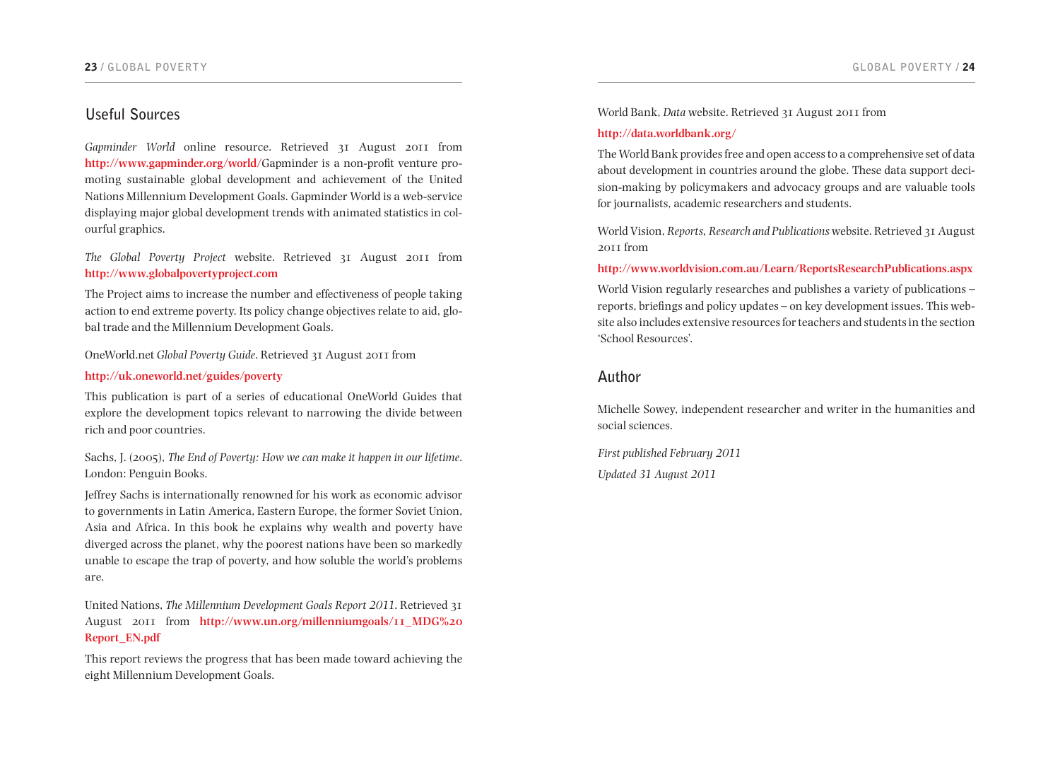## Useful Sources

*Gapminder World* online resource. Retrieved 31 August 2011 from **http://www.gapminder.org/world/** Gapminder is a non-profit venture promoting sustainable global development and achievement of the United Nations Millennium Development Goals. Gapminder World is a web-service displaying major global development trends with animated statistics in colourful graphics.

*The Global Poverty Project* website. Retrieved 31 August 2011 from **http://www.globalpovertyproject.com**

The Project aims to increase the number and effectiveness of people taking action to end extreme poverty. Its policy change objectives relate to aid, global trade and the Millennium Development Goals.

OneWorld.net *Global Poverty Guide*. Retrieved 31 August 2011 from

**http://uk.oneworld.net/guides/poverty**

This publication is part of a series of educational OneWorld Guides that explore the development topics relevant to narrowing the divide between rich and poor countries.

Sachs, J. (2005), *The End of Poverty: How we can make it happen in our lifetime*. London: Penguin Books.

Jeffrey Sachs is internationally renowned for his work as economic advisor to governments in Latin America, Eastern Europe, the former Soviet Union, Asia and Africa. In this book he explains why wealth and poverty have diverged across the planet, why the poorest nations have been so markedly unable to escape the trap of poverty, and how soluble the world's problems are.

United Nations, *The Millennium Development Goals Report 2011*. Retrieved 31 August 2011 from **http://www.un.org/millenniumgoals/11_MDG%20 Report_EN.pdf**

This report reviews the progress that has been made toward achieving the eight Millennium Development Goals.

World Bank, *Data* website. Retrieved 31 August 2011 from

**http://data.worldbank.org/**

The World Bank provides free and open access to a comprehensive set of data about development in countries around the globe. These data support decision-making by policymakers and advocacy groups and are valuable tools for journalists, academic researchers and students.

World Vision, *Reports, Research and Publications* website. Retrieved 31 August 2011 from

**http://www.worldvision.com.au/Learn/ReportsResearchPublications.aspx**

World Vision regularly researches and publishes a variety of publications – reports, briefings and policy updates – on key development issues. This website also includes extensive resources for teachers and students in the section 'School Resources'.

## Author

Michelle Sowey, independent researcher and writer in the humanities and social sciences.

*First published February 2011*

*Updated 31 August 2011*